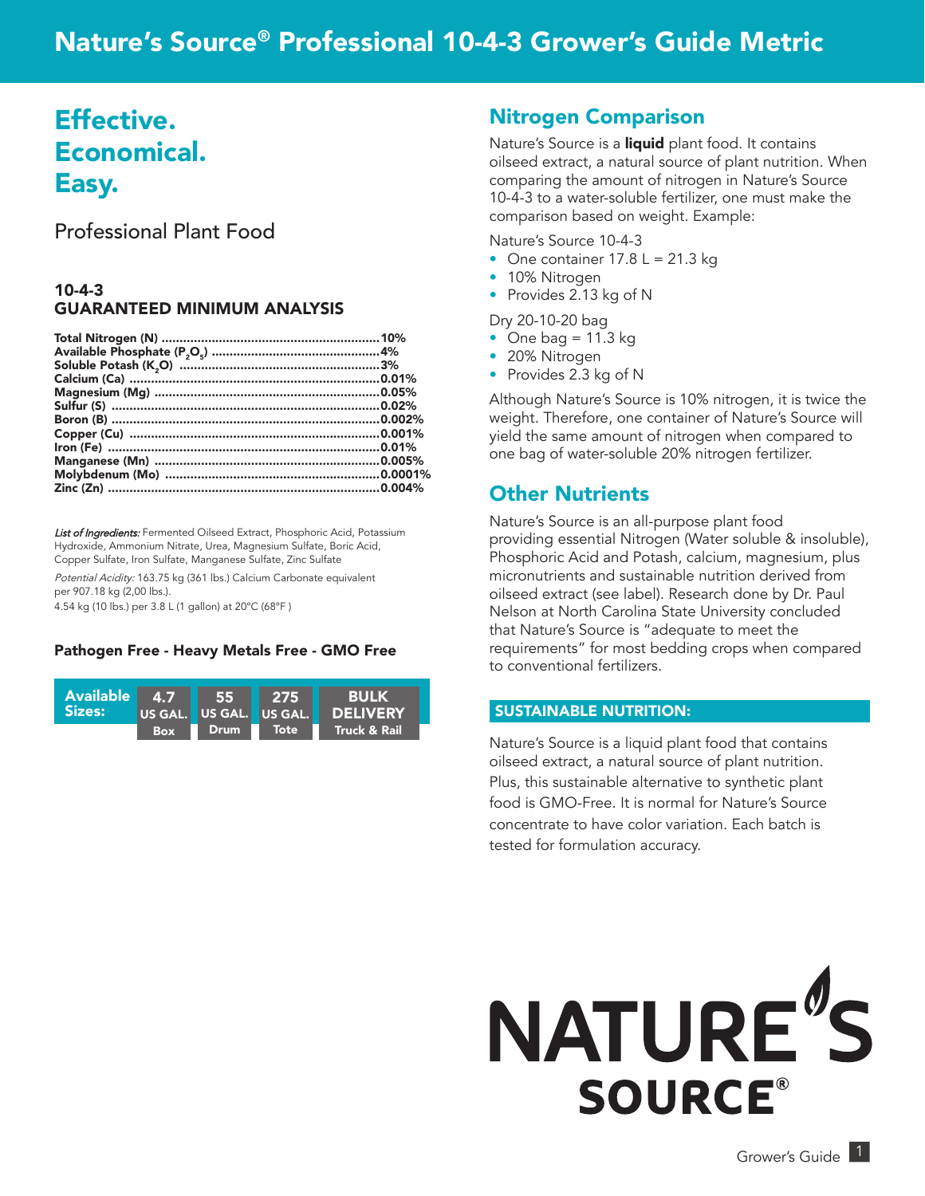# Nature's Source® Professional 10-4-3 Grower's Guide Metric

## Effective.
## Economical.
## Easy.

Professional Plant Food

### 10-4-3
### GUARANTEED MINIMUM ANALYSIS

| | |
|---|---|
| **Total Nitrogen (N)** | **10%** |
| **Available Phosphate ($P_2O_5$)** | **4%** |
| **Soluble Potash ($K_2O$)** | **3%** |
| **Calcium (Ca)** | **0.01%** |
| **Magnesium (Mg)** | **0.05%** |
| **Sulfur (S)** | **0.02%** |
| **Boron (B)** | **0.002%** |
| **Copper (Cu)** | **0.001%** |
| **Iron (Fe)** | **0.01%** |
| **Manganese (Mn)** | **0.005%** |
| **Molybdenum (Mo)** | **0.0001%** |
| **Zinc (Zn)** | **0.004%** |

*List of Ingredients:* Fermented Oilseed Extract, Phosphoric Acid, Potassium Hydroxide, Ammonium Nitrate, Urea, Magnesium Sulfate, Boric Acid, Copper Sulfate, Iron Sulfate, Manganese Sulfate, Zinc Sulfate

*Potential Acidity:* 163.75 kg (361 lbs.) Calcium Carbonate equivalent per 907.18 kg (2,00 lbs.).
4.54 kg (10 lbs.) per 3.8 L (1 gallon) at 20°C (68°F )

**Pathogen Free - Heavy Metals Free - GMO Free**

| Available Sizes: | 4.7 US GAL. Box | 55 US GAL. Drum | 275 US GAL. Tote | BULK DELIVERY Truck & Rail |
|---|---|---|---|---|

## Nitrogen Comparison

Nature's Source is a **liquid** plant food. It contains oilseed extract, a natural source of plant nutrition. When comparing the amount of nitrogen in Nature's Source 10-4-3 to a water-soluble fertilizer, one must make the comparison based on weight. Example:

Nature's Source 10-4-3

- One container 17.8 L = 21.3 kg
- 10% Nitrogen
- Provides 2.13 kg of N

Dry 20-10-20 bag

- One bag = 11.3 kg
- 20% Nitrogen
- Provides 2.3 kg of N

Although Nature's Source is 10% nitrogen, it is twice the weight. Therefore, one container of Nature's Source will yield the same amount of nitrogen when compared to one bag of water-soluble 20% nitrogen fertilizer.

## Other Nutrients

Nature's Source is an all-purpose plant food providing essential Nitrogen (Water soluble & insoluble), Phosphoric Acid and Potash, calcium, magnesium, plus micronutrients and sustainable nutrition derived from oilseed extract (see label). Research done by Dr. Paul Nelson at North Carolina State University concluded that Nature's Source is "adequate to meet the requirements" for most bedding crops when compared to conventional fertilizers.

### SUSTAINABLE NUTRITION:

Nature's Source is a liquid plant food that contains oilseed extract, a natural source of plant nutrition. Plus, this sustainable alternative to synthetic plant food is GMO-Free. It is normal for Nature's Source concentrate to have color variation. Each batch is tested for formulation accuracy.

NATURE'S SOURCE®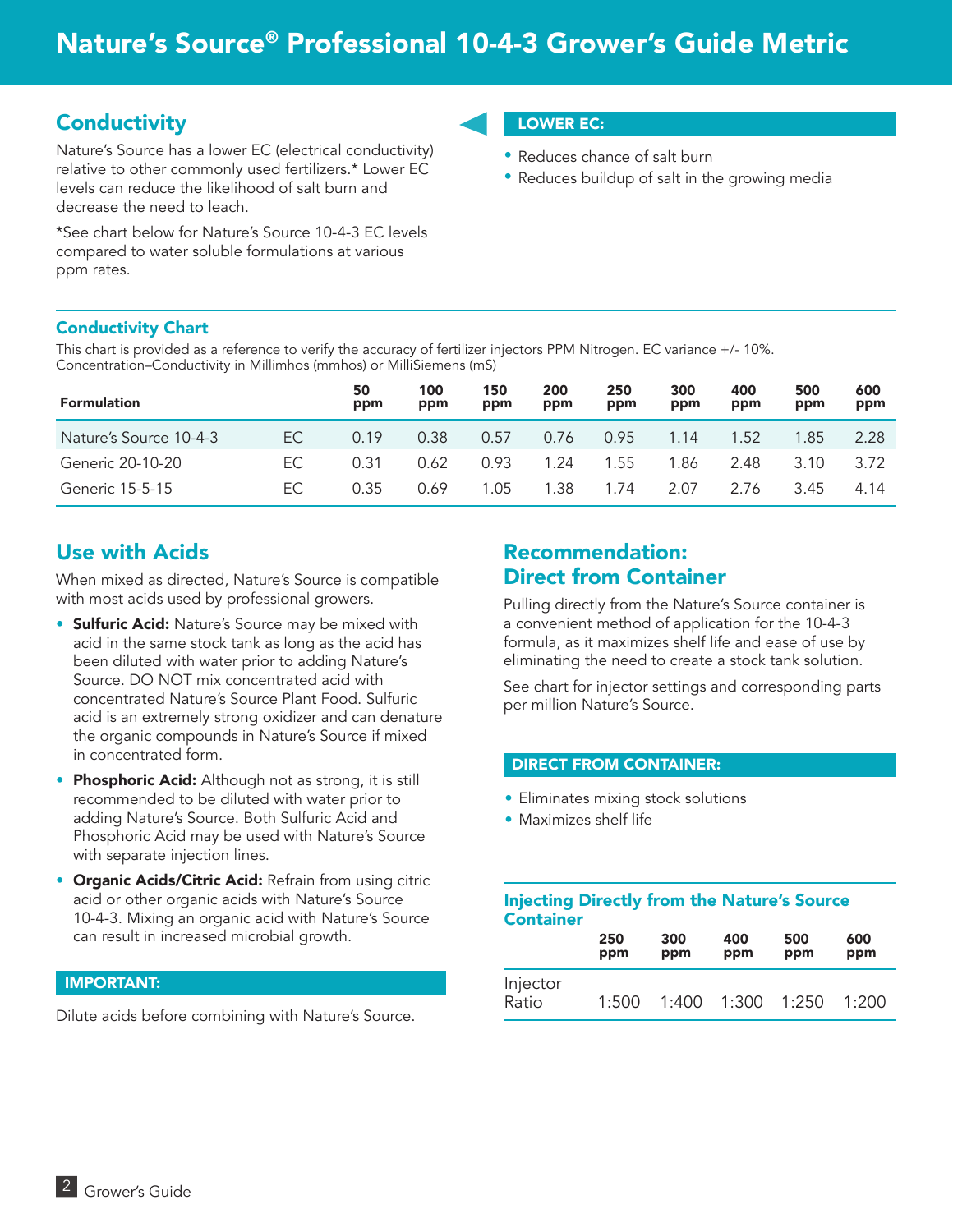# Nature's Source® Professional 10-4-3 Grower's Guide Metric

## Conductivity

Nature's Source has a lower EC (electrical conductivity) relative to other commonly used fertilizers.* Lower EC levels can reduce the likelihood of salt burn and decrease the need to leach.

*See chart below for Nature's Source 10-4-3 EC levels compared to water soluble formulations at various ppm rates.

**LOWER EC:**

- Reduces chance of salt burn
- Reduces buildup of salt in the growing media

### Conductivity Chart

This chart is provided as a reference to verify the accuracy of fertilizer injectors PPM Nitrogen. EC variance +/- 10%.
Concentration–Conductivity in Millimhos (mmhos) or MilliSiemens (mS)

| Formulation | | 50 ppm | 100 ppm | 150 ppm | 200 ppm | 250 ppm | 300 ppm | 400 ppm | 500 ppm | 600 ppm |
|---|---|---|---|---|---|---|---|---|---|---|
| Nature's Source 10-4-3 | EC | 0.19 | 0.38 | 0.57 | 0.76 | 0.95 | 1.14 | 1.52 | 1.85 | 2.28 |
| Generic 20-10-20 | EC | 0.31 | 0.62 | 0.93 | 1.24 | 1.55 | 1.86 | 2.48 | 3.10 | 3.72 |
| Generic 15-5-15 | EC | 0.35 | 0.69 | 1.05 | 1.38 | 1.74 | 2.07 | 2.76 | 3.45 | 4.14 |

## Use with Acids

When mixed as directed, Nature's Source is compatible with most acids used by professional growers.

- **Sulfuric Acid:** Nature's Source may be mixed with acid in the same stock tank as long as the acid has been diluted with water prior to adding Nature's Source. DO NOT mix concentrated acid with concentrated Nature's Source Plant Food. Sulfuric acid is an extremely strong oxidizer and can denature the organic compounds in Nature's Source if mixed in concentrated form.
- **Phosphoric Acid:** Although not as strong, it is still recommended to be diluted with water prior to adding Nature's Source. Both Sulfuric Acid and Phosphoric Acid may be used with Nature's Source with separate injection lines.
- **Organic Acids/Citric Acid:** Refrain from using citric acid or other organic acids with Nature's Source 10-4-3. Mixing an organic acid with Nature's Source can result in increased microbial growth.

**IMPORTANT:**

Dilute acids before combining with Nature's Source.

## Recommendation: Direct from Container

Pulling directly from the Nature's Source container is a convenient method of application for the 10-4-3 formula, as it maximizes shelf life and ease of use by eliminating the need to create a stock tank solution.

See chart for injector settings and corresponding parts per million Nature's Source.

**DIRECT FROM CONTAINER:**

- Eliminates mixing stock solutions
- Maximizes shelf life

### Injecting Directly from the Nature's Source Container

| | 250 ppm | 300 ppm | 400 ppm | 500 ppm | 600 ppm |
|---|---|---|---|---|---|
| Injector Ratio | 1:500 | 1:400 | 1:300 | 1:250 | 1:200 |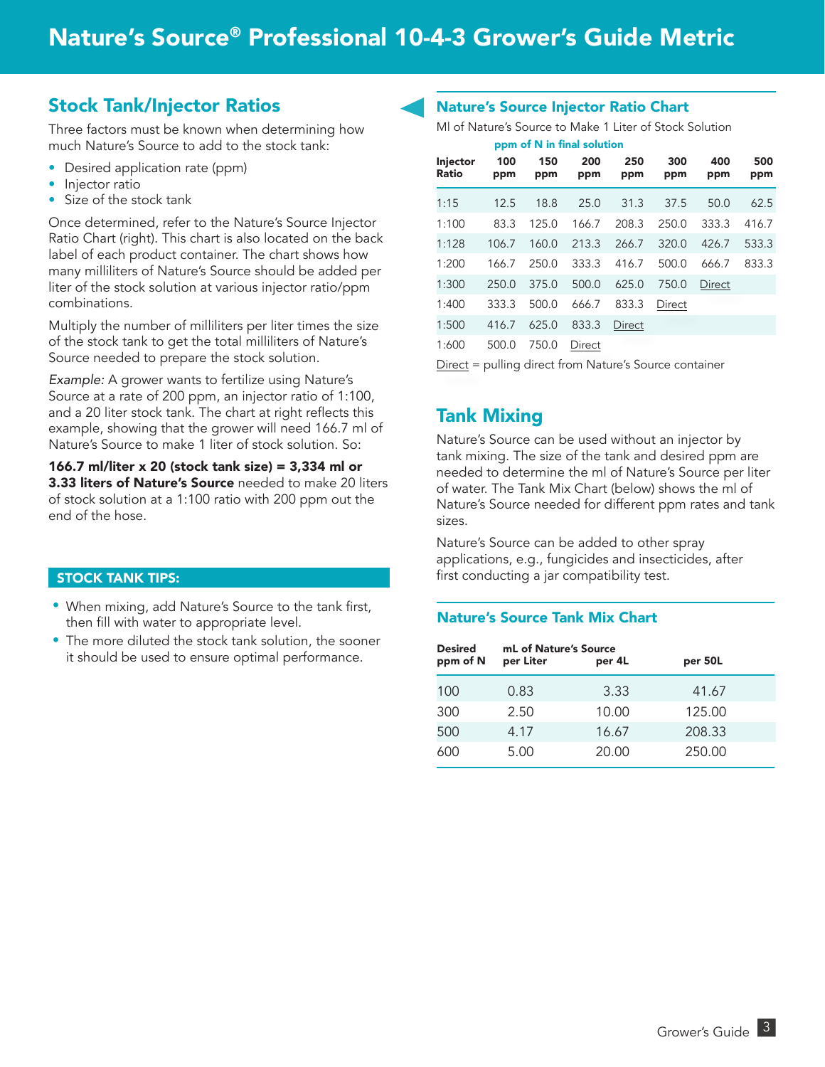# Nature's Source® Professional 10-4-3 Grower's Guide Metric

## Stock Tank/Injector Ratios

Three factors must be known when determining how much Nature's Source to add to the stock tank:

- Desired application rate (ppm)
- Injector ratio
- Size of the stock tank

Once determined, refer to the Nature's Source Injector Ratio Chart (right). This chart is also located on the back label of each product container. The chart shows how many milliliters of Nature's Source should be added per liter of the stock solution at various injector ratio/ppm combinations.

Multiply the number of milliliters per liter times the size of the stock tank to get the total milliliters of Nature's Source needed to prepare the stock solution.

*Example:* A grower wants to fertilize using Nature's Source at a rate of 200 ppm, an injector ratio of 1:100, and a 20 liter stock tank. The chart at right reflects this example, showing that the grower will need 166.7 ml of Nature's Source to make 1 liter of stock solution. So:

**166.7 ml/liter x 20 (stock tank size) = 3,334 ml or 3.33 liters of Nature's Source** needed to make 20 liters of stock solution at a 1:100 ratio with 200 ppm out the end of the hose.

### STOCK TANK TIPS:

- When mixing, add Nature's Source to the tank first, then fill with water to appropriate level.
- The more diluted the stock tank solution, the sooner it should be used to ensure optimal performance.

### Nature's Source Injector Ratio Chart

Ml of Nature's Source to Make 1 Liter of Stock Solution

| Injector Ratio | ppm of N in final solution | | | | | | |
|---|---|---|---|---|---|---|---|
| | 100 ppm | 150 ppm | 200 ppm | 250 ppm | 300 ppm | 400 ppm | 500 ppm |
| 1:15 | 12.5 | 18.8 | 25.0 | 31.3 | 37.5 | 50.0 | 62.5 |
| 1:100 | 83.3 | 125.0 | 166.7 | 208.3 | 250.0 | 333.3 | 416.7 |
| 1:128 | 106.7 | 160.0 | 213.3 | 266.7 | 320.0 | 426.7 | 533.3 |
| 1:200 | 166.7 | 250.0 | 333.3 | 416.7 | 500.0 | 666.7 | 833.3 |
| 1:300 | 250.0 | 375.0 | 500.0 | 625.0 | 750.0 | Direct | |
| 1:400 | 333.3 | 500.0 | 666.7 | 833.3 | Direct | | |
| 1:500 | 416.7 | 625.0 | 833.3 | Direct | | | |
| 1:600 | 500.0 | 750.0 | Direct | | | | |

Direct = pulling direct from Nature's Source container

## Tank Mixing

Nature's Source can be used without an injector by tank mixing. The size of the tank and desired ppm are needed to determine the ml of Nature's Source per liter of water. The Tank Mix Chart (below) shows the ml of Nature's Source needed for different ppm rates and tank sizes.

Nature's Source can be added to other spray applications, e.g., fungicides and insecticides, after first conducting a jar compatibility test.

### Nature's Source Tank Mix Chart

| Desired ppm of N | mL of Nature's Source per Liter | per 4L | per 50L |
|---|---|---|---|
| 100 | 0.83 | 3.33 | 41.67 |
| 300 | 2.50 | 10.00 | 125.00 |
| 500 | 4.17 | 16.67 | 208.33 |
| 600 | 5.00 | 20.00 | 250.00 |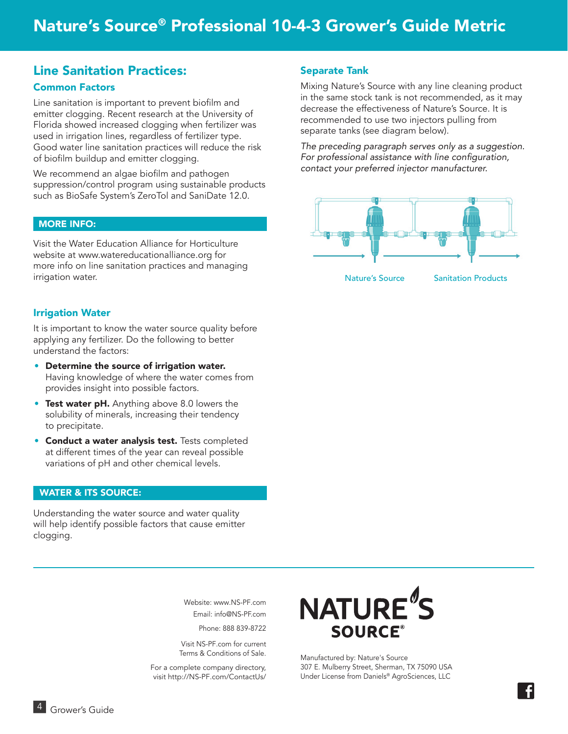# Nature's Source® Professional 10-4-3 Grower's Guide Metric

## Line Sanitation Practices:

### Common Factors

Line sanitation is important to prevent biofilm and emitter clogging. Recent research at the University of Florida showed increased clogging when fertilizer was used in irrigation lines, regardless of fertilizer type. Good water line sanitation practices will reduce the risk of biofilm buildup and emitter clogging.

We recommend an algae biofilm and pathogen suppression/control program using sustainable products such as BioSafe System's ZeroTol and SaniDate 12.0.

**MORE INFO:**

Visit the Water Education Alliance for Horticulture website at www.watereducationalliance.org for more info on line sanitation practices and managing irrigation water.

### Irrigation Water

It is important to know the water source quality before applying any fertilizer. Do the following to better understand the factors:

- **Determine the source of irrigation water.** Having knowledge of where the water comes from provides insight into possible factors.
- **Test water pH.** Anything above 8.0 lowers the solubility of minerals, increasing their tendency to precipitate.
- **Conduct a water analysis test.** Tests completed at different times of the year can reveal possible variations of pH and other chemical levels.

**WATER & ITS SOURCE:**

Understanding the water source and water quality will help identify possible factors that cause emitter clogging.

### Separate Tank

Mixing Nature's Source with any line cleaning product in the same stock tank is not recommended, as it may decrease the effectiveness of Nature's Source. It is recommended to use two injectors pulling from separate tanks (see diagram below).

*The preceding paragraph serves only as a suggestion. For professional assistance with line configuration, contact your preferred injector manufacturer.*

Nature's Source

Sanitation Products

Website: www.NS-PF.com

Email: info@NS-PF.com

Phone: 888 839-8722

Visit NS-PF.com for current Terms & Conditions of Sale.

For a complete company directory, visit http://NS-PF.com/ContactUs/

NATURE'S SOURCE®

Manufactured by: Nature's Source
307 E. Mulberry Street, Sherman, TX 75090 USA
Under License from Daniels® AgroSciences, LLC